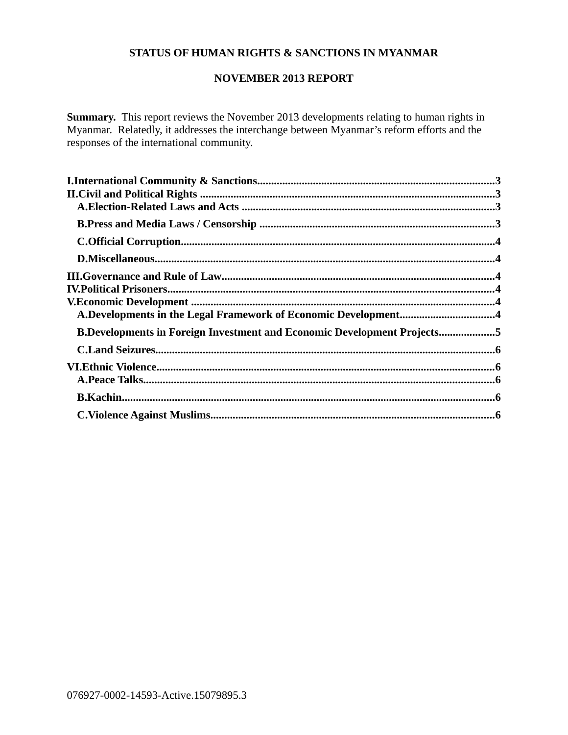**STATUS OF HUMAN RIGHTS & SANCTIONS IN MYANMAR**

**NOVEMBER 2013 REPORT**

**Summary.** This report reviews the November 2013 developments relating to human rights in Myanmar. Relatedly, it addresses the interchange between Myanmar's reform efforts and the responses of the international community.

**I.International Community & Sanctions....................................................................................3**
**II.Civil and Political Rights .........................................................................................................3**
- **A.Election-Related Laws and Acts ..........................................................................................3**
- **B.Press and Media Laws / Censorship ....................................................................................3**
- **C.Official Corruption................................................................................................................4**
- **D.Miscellaneous.........................................................................................................................4**

**III.Governance and Rule of Law.................................................................................................4**
**IV.Political Prisoners....................................................................................................................4**
**V.Economic Development ............................................................................................................4**
- **A.Developments in the Legal Framework of Economic Development..................................4**
- **B.Developments in Foreign Investment and Economic Development Projects....................5**
- **C.Land Seizures.........................................................................................................................6**

**VI.Ethnic Violence.........................................................................................................................6**
- **A.Peace Talks.............................................................................................................................6**
- **B.Kachin.....................................................................................................................................6**
- **C.Violence Against Muslims.....................................................................................................6**

076927-0002-14593-Active.15079895.3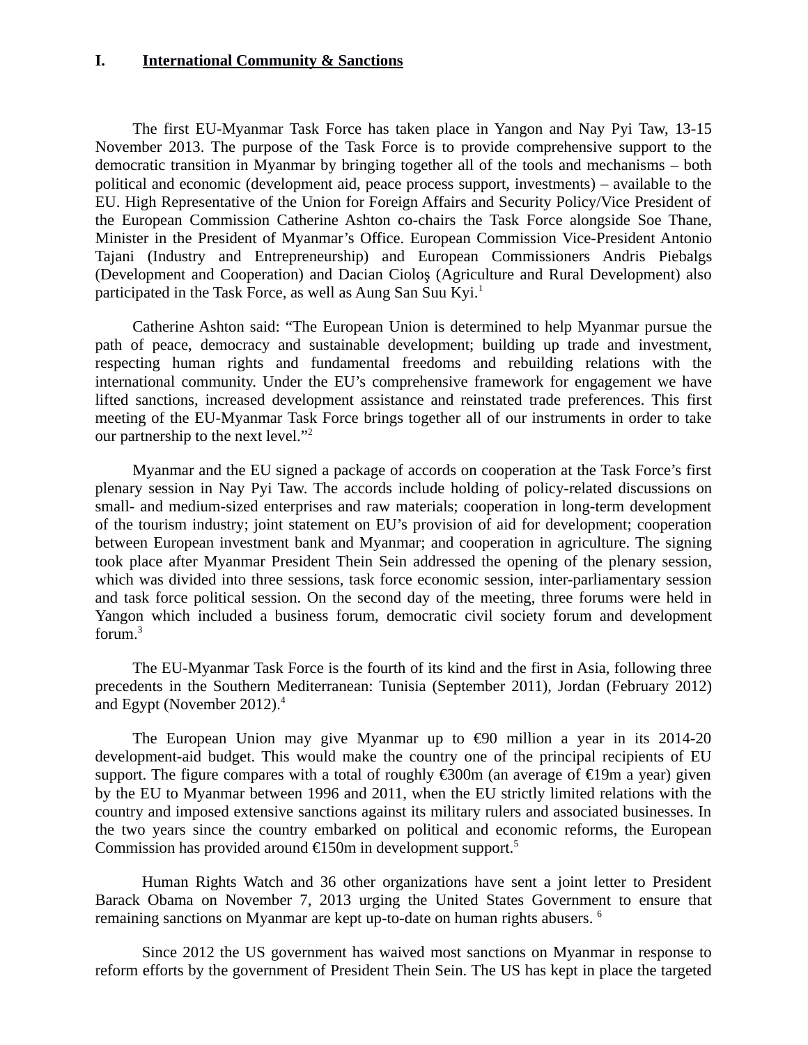## I. International Community & Sanctions

The first EU-Myanmar Task Force has taken place in Yangon and Nay Pyi Taw, 13-15 November 2013. The purpose of the Task Force is to provide comprehensive support to the democratic transition in Myanmar by bringing together all of the tools and mechanisms – both political and economic (development aid, peace process support, investments) – available to the EU. High Representative of the Union for Foreign Affairs and Security Policy/Vice President of the European Commission Catherine Ashton co-chairs the Task Force alongside Soe Thane, Minister in the President of Myanmar's Office. European Commission Vice-President Antonio Tajani (Industry and Entrepreneurship) and European Commissioners Andris Piebalgs (Development and Cooperation) and Dacian Cioloş (Agriculture and Rural Development) also participated in the Task Force, as well as Aung San Suu Kyi.[1]

Catherine Ashton said: "The European Union is determined to help Myanmar pursue the path of peace, democracy and sustainable development; building up trade and investment, respecting human rights and fundamental freedoms and rebuilding relations with the international community. Under the EU's comprehensive framework for engagement we have lifted sanctions, increased development assistance and reinstated trade preferences. This first meeting of the EU-Myanmar Task Force brings together all of our instruments in order to take our partnership to the next level."[2]

Myanmar and the EU signed a package of accords on cooperation at the Task Force's first plenary session in Nay Pyi Taw. The accords include holding of policy-related discussions on small- and medium-sized enterprises and raw materials; cooperation in long-term development of the tourism industry; joint statement on EU's provision of aid for development; cooperation between European investment bank and Myanmar; and cooperation in agriculture. The signing took place after Myanmar President Thein Sein addressed the opening of the plenary session, which was divided into three sessions, task force economic session, inter-parliamentary session and task force political session. On the second day of the meeting, three forums were held in Yangon which included a business forum, democratic civil society forum and development forum.[3]

The EU-Myanmar Task Force is the fourth of its kind and the first in Asia, following three precedents in the Southern Mediterranean: Tunisia (September 2011), Jordan (February 2012) and Egypt (November 2012).[4]

The European Union may give Myanmar up to €90 million a year in its 2014-20 development-aid budget. This would make the country one of the principal recipients of EU support. The figure compares with a total of roughly €300m (an average of €19m a year) given by the EU to Myanmar between 1996 and 2011, when the EU strictly limited relations with the country and imposed extensive sanctions against its military rulers and associated businesses. In the two years since the country embarked on political and economic reforms, the European Commission has provided around €150m in development support.[5]

Human Rights Watch and 36 other organizations have sent a joint letter to President Barack Obama on November 7, 2013 urging the United States Government to ensure that remaining sanctions on Myanmar are kept up-to-date on human rights abusers.[6]

Since 2012 the US government has waived most sanctions on Myanmar in response to reform efforts by the government of President Thein Sein. The US has kept in place the targeted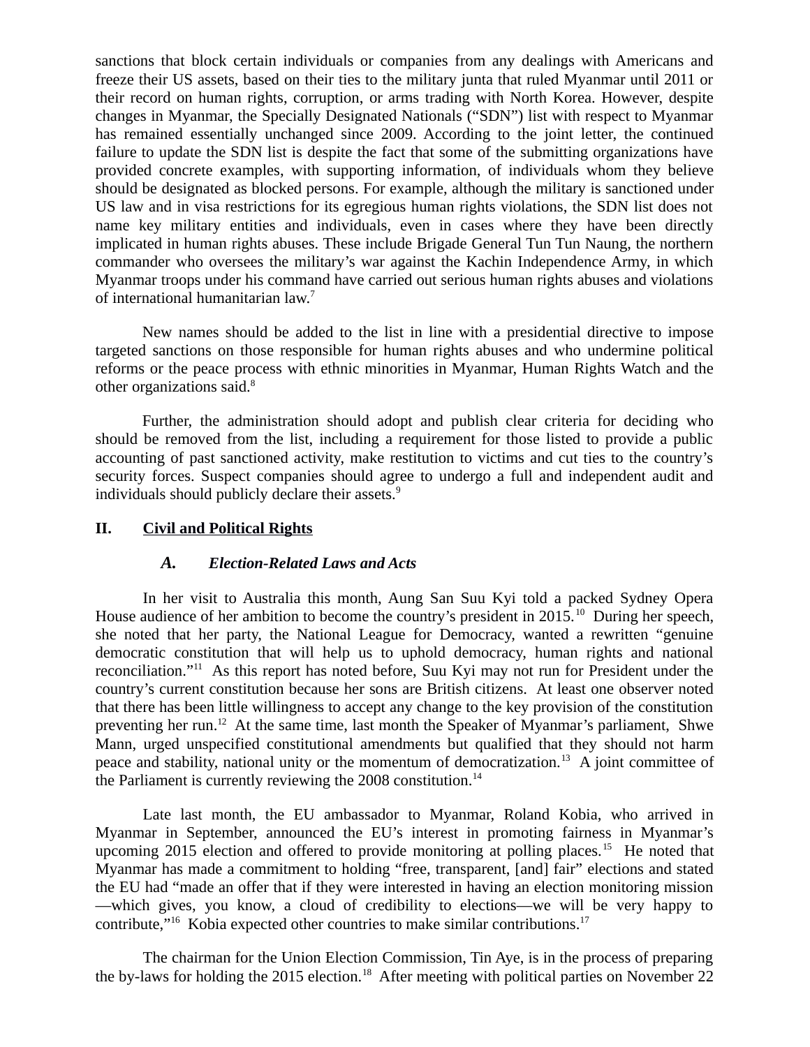sanctions that block certain individuals or companies from any dealings with Americans and freeze their US assets, based on their ties to the military junta that ruled Myanmar until 2011 or their record on human rights, corruption, or arms trading with North Korea. However, despite changes in Myanmar, the Specially Designated Nationals ("SDN") list with respect to Myanmar has remained essentially unchanged since 2009. According to the joint letter, the continued failure to update the SDN list is despite the fact that some of the submitting organizations have provided concrete examples, with supporting information, of individuals whom they believe should be designated as blocked persons. For example, although the military is sanctioned under US law and in visa restrictions for its egregious human rights violations, the SDN list does not name key military entities and individuals, even in cases where they have been directly implicated in human rights abuses. These include Brigade General Tun Tun Naung, the northern commander who oversees the military's war against the Kachin Independence Army, in which Myanmar troops under his command have carried out serious human rights abuses and violations of international humanitarian law.[7]

New names should be added to the list in line with a presidential directive to impose targeted sanctions on those responsible for human rights abuses and who undermine political reforms or the peace process with ethnic minorities in Myanmar, Human Rights Watch and the other organizations said.[8]

Further, the administration should adopt and publish clear criteria for deciding who should be removed from the list, including a requirement for those listed to provide a public accounting of past sanctioned activity, make restitution to victims and cut ties to the country's security forces. Suspect companies should agree to undergo a full and independent audit and individuals should publicly declare their assets.[9]

## II. Civil and Political Rights

### *A. Election-Related Laws and Acts*

In her visit to Australia this month, Aung San Suu Kyi told a packed Sydney Opera House audience of her ambition to become the country's president in 2015.[10] During her speech, she noted that her party, the National League for Democracy, wanted a rewritten "genuine democratic constitution that will help us to uphold democracy, human rights and national reconciliation."[11] As this report has noted before, Suu Kyi may not run for President under the country's current constitution because her sons are British citizens. At least one observer noted that there has been little willingness to accept any change to the key provision of the constitution preventing her run.[12] At the same time, last month the Speaker of Myanmar's parliament, Shwe Mann, urged unspecified constitutional amendments but qualified that they should not harm peace and stability, national unity or the momentum of democratization.[13] A joint committee of the Parliament is currently reviewing the 2008 constitution.[14]

Late last month, the EU ambassador to Myanmar, Roland Kobia, who arrived in Myanmar in September, announced the EU's interest in promoting fairness in Myanmar's upcoming 2015 election and offered to provide monitoring at polling places.[15] He noted that Myanmar has made a commitment to holding "free, transparent, [and] fair" elections and stated the EU had "made an offer that if they were interested in having an election monitoring mission—which gives, you know, a cloud of credibility to elections—we will be very happy to contribute,"[16] Kobia expected other countries to make similar contributions.[17]

The chairman for the Union Election Commission, Tin Aye, is in the process of preparing the by-laws for holding the 2015 election.[18] After meeting with political parties on November 22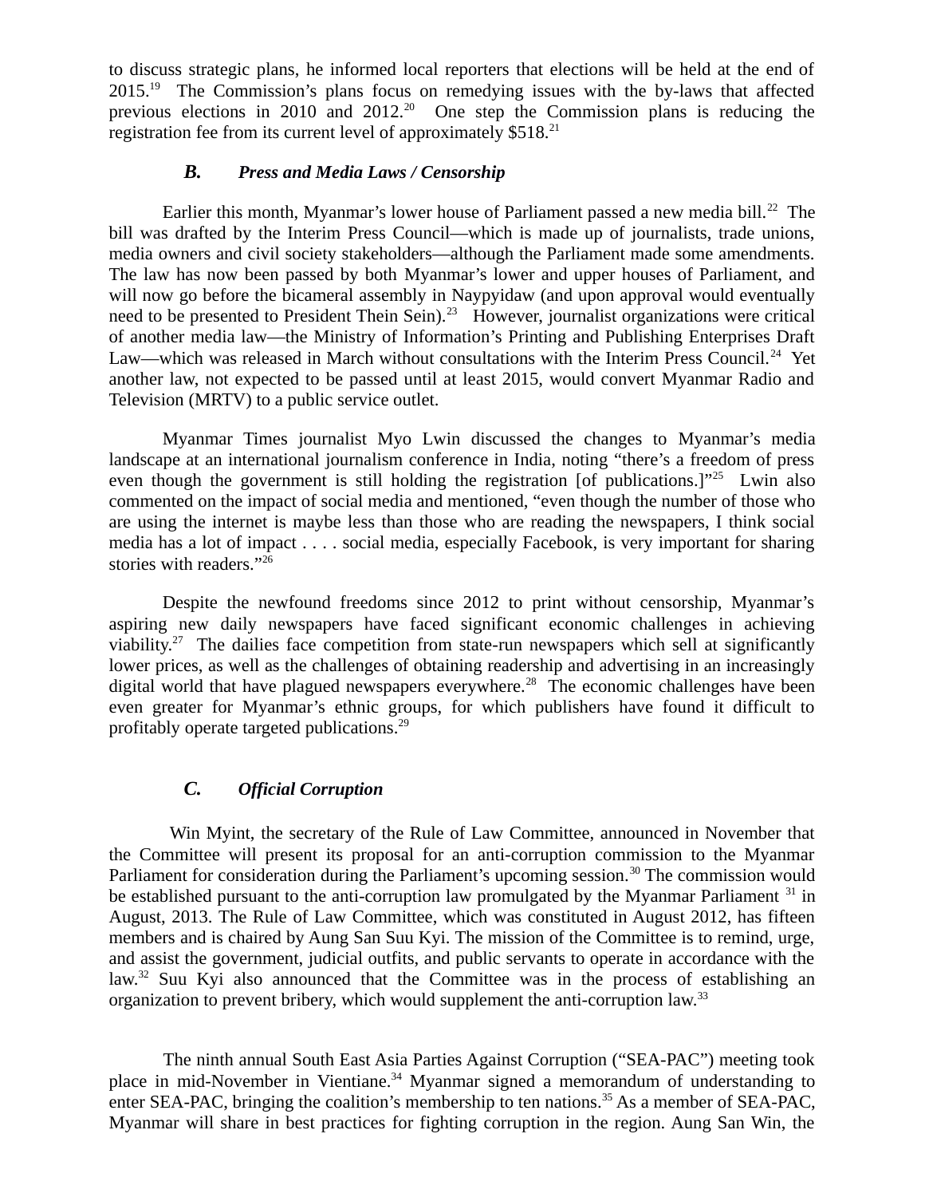to discuss strategic plans, he informed local reporters that elections will be held at the end of 2015.[19] The Commission's plans focus on remedying issues with the by-laws that affected previous elections in 2010 and 2012.[20] One step the Commission plans is reducing the registration fee from its current level of approximately $518.[21]

### *B. Press and Media Laws / Censorship*

Earlier this month, Myanmar's lower house of Parliament passed a new media bill.[22] The bill was drafted by the Interim Press Council—which is made up of journalists, trade unions, media owners and civil society stakeholders—although the Parliament made some amendments. The law has now been passed by both Myanmar's lower and upper houses of Parliament, and will now go before the bicameral assembly in Naypyidaw (and upon approval would eventually need to be presented to President Thein Sein).[23] However, journalist organizations were critical of another media law—the Ministry of Information's Printing and Publishing Enterprises Draft Law—which was released in March without consultations with the Interim Press Council.[24] Yet another law, not expected to be passed until at least 2015, would convert Myanmar Radio and Television (MRTV) to a public service outlet.

Myanmar Times journalist Myo Lwin discussed the changes to Myanmar's media landscape at an international journalism conference in India, noting "there's a freedom of press even though the government is still holding the registration [of publications.]"[25] Lwin also commented on the impact of social media and mentioned, "even though the number of those who are using the internet is maybe less than those who are reading the newspapers, I think social media has a lot of impact . . . . social media, especially Facebook, is very important for sharing stories with readers."[26]

Despite the newfound freedoms since 2012 to print without censorship, Myanmar's aspiring new daily newspapers have faced significant economic challenges in achieving viability.[27] The dailies face competition from state-run newspapers which sell at significantly lower prices, as well as the challenges of obtaining readership and advertising in an increasingly digital world that have plagued newspapers everywhere.[28] The economic challenges have been even greater for Myanmar's ethnic groups, for which publishers have found it difficult to profitably operate targeted publications.[29]

### *C. Official Corruption*

Win Myint, the secretary of the Rule of Law Committee, announced in November that the Committee will present its proposal for an anti-corruption commission to the Myanmar Parliament for consideration during the Parliament's upcoming session.[30] The commission would be established pursuant to the anti-corruption law promulgated by the Myanmar Parliament [31] in August, 2013. The Rule of Law Committee, which was constituted in August 2012, has fifteen members and is chaired by Aung San Suu Kyi. The mission of the Committee is to remind, urge, and assist the government, judicial outfits, and public servants to operate in accordance with the law.[32] Suu Kyi also announced that the Committee was in the process of establishing an organization to prevent bribery, which would supplement the anti-corruption law.[33]

The ninth annual South East Asia Parties Against Corruption ("SEA-PAC") meeting took place in mid-November in Vientiane.[34] Myanmar signed a memorandum of understanding to enter SEA-PAC, bringing the coalition's membership to ten nations.[35] As a member of SEA-PAC, Myanmar will share in best practices for fighting corruption in the region. Aung San Win, the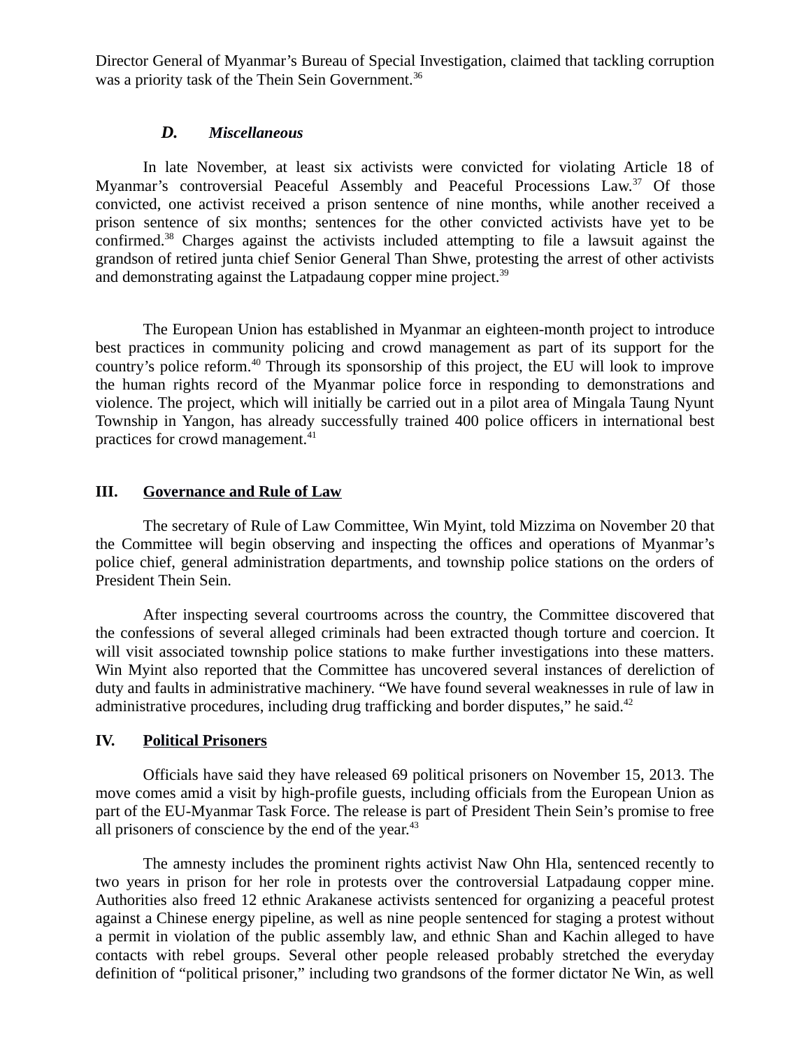Director General of Myanmar's Bureau of Special Investigation, claimed that tackling corruption was a priority task of the Thein Sein Government.[36]

### *D. Miscellaneous*

In late November, at least six activists were convicted for violating Article 18 of Myanmar's controversial Peaceful Assembly and Peaceful Processions Law.[37] Of those convicted, one activist received a prison sentence of nine months, while another received a prison sentence of six months; sentences for the other convicted activists have yet to be confirmed.[38] Charges against the activists included attempting to file a lawsuit against the grandson of retired junta chief Senior General Than Shwe, protesting the arrest of other activists and demonstrating against the Latpadaung copper mine project.[39]

The European Union has established in Myanmar an eighteen-month project to introduce best practices in community policing and crowd management as part of its support for the country's police reform.[40] Through its sponsorship of this project, the EU will look to improve the human rights record of the Myanmar police force in responding to demonstrations and violence. The project, which will initially be carried out in a pilot area of Mingala Taung Nyunt Township in Yangon, has already successfully trained 400 police officers in international best practices for crowd management.[41]

## III. Governance and Rule of Law

The secretary of Rule of Law Committee, Win Myint, told Mizzima on November 20 that the Committee will begin observing and inspecting the offices and operations of Myanmar's police chief, general administration departments, and township police stations on the orders of President Thein Sein.

After inspecting several courtrooms across the country, the Committee discovered that the confessions of several alleged criminals had been extracted though torture and coercion. It will visit associated township police stations to make further investigations into these matters. Win Myint also reported that the Committee has uncovered several instances of dereliction of duty and faults in administrative machinery. "We have found several weaknesses in rule of law in administrative procedures, including drug trafficking and border disputes," he said.[42]

## IV. Political Prisoners

Officials have said they have released 69 political prisoners on November 15, 2013. The move comes amid a visit by high-profile guests, including officials from the European Union as part of the EU-Myanmar Task Force. The release is part of President Thein Sein's promise to free all prisoners of conscience by the end of the year.[43]

The amnesty includes the prominent rights activist Naw Ohn Hla, sentenced recently to two years in prison for her role in protests over the controversial Latpadaung copper mine. Authorities also freed 12 ethnic Arakanese activists sentenced for organizing a peaceful protest against a Chinese energy pipeline, as well as nine people sentenced for staging a protest without a permit in violation of the public assembly law, and ethnic Shan and Kachin alleged to have contacts with rebel groups. Several other people released probably stretched the everyday definition of "political prisoner," including two grandsons of the former dictator Ne Win, as well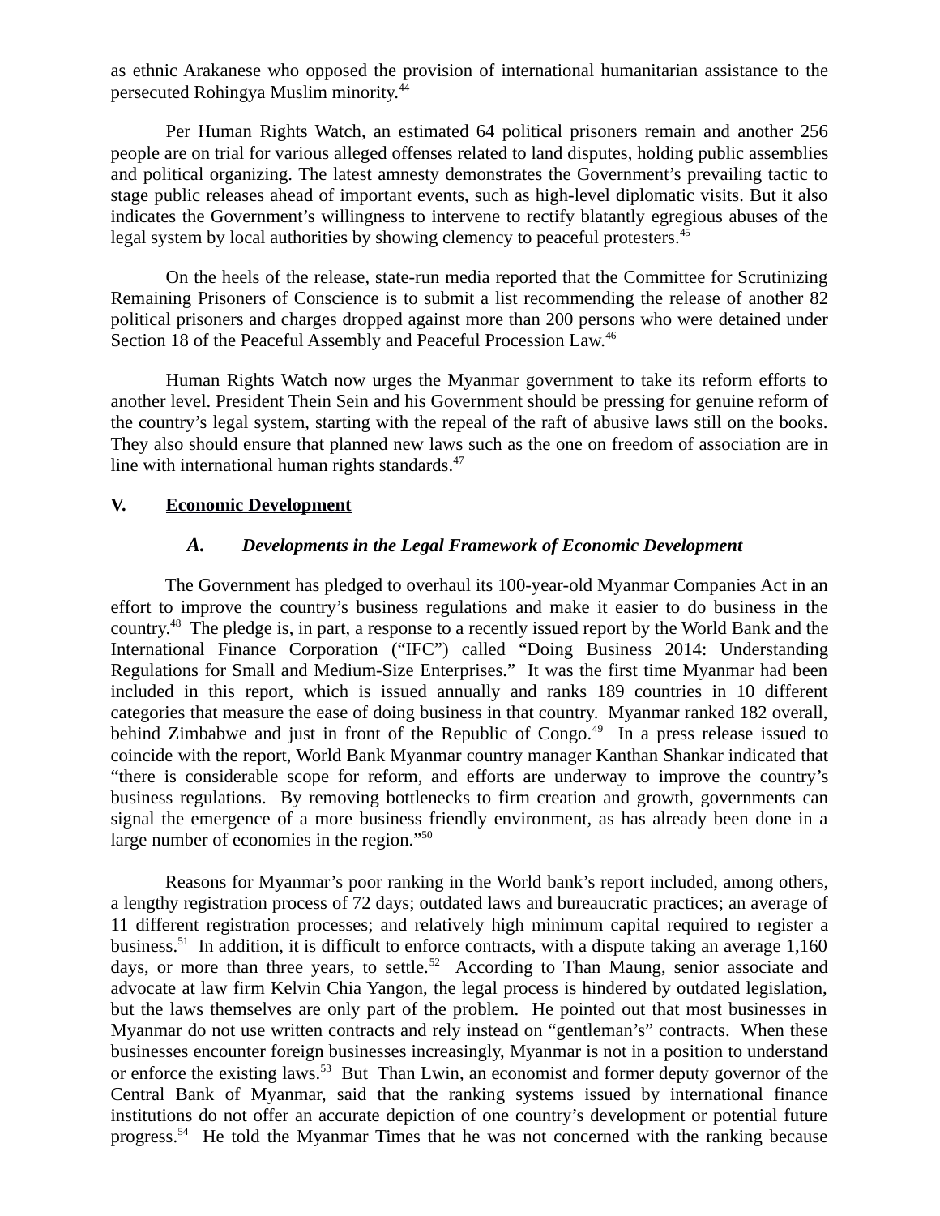as ethnic Arakanese who opposed the provision of international humanitarian assistance to the persecuted Rohingya Muslim minority.[44]

Per Human Rights Watch, an estimated 64 political prisoners remain and another 256 people are on trial for various alleged offenses related to land disputes, holding public assemblies and political organizing. The latest amnesty demonstrates the Government's prevailing tactic to stage public releases ahead of important events, such as high-level diplomatic visits. But it also indicates the Government's willingness to intervene to rectify blatantly egregious abuses of the legal system by local authorities by showing clemency to peaceful protesters.[45]

On the heels of the release, state-run media reported that the Committee for Scrutinizing Remaining Prisoners of Conscience is to submit a list recommending the release of another 82 political prisoners and charges dropped against more than 200 persons who were detained under Section 18 of the Peaceful Assembly and Peaceful Procession Law.[46]

Human Rights Watch now urges the Myanmar government to take its reform efforts to another level. President Thein Sein and his Government should be pressing for genuine reform of the country's legal system, starting with the repeal of the raft of abusive laws still on the books. They also should ensure that planned new laws such as the one on freedom of association are in line with international human rights standards.[47]

## V. <u>Economic Development</u>

### *A. Developments in the Legal Framework of Economic Development*

The Government has pledged to overhaul its 100-year-old Myanmar Companies Act in an effort to improve the country's business regulations and make it easier to do business in the country.[48] The pledge is, in part, a response to a recently issued report by the World Bank and the International Finance Corporation ("IFC") called "Doing Business 2014: Understanding Regulations for Small and Medium-Size Enterprises." It was the first time Myanmar had been included in this report, which is issued annually and ranks 189 countries in 10 different categories that measure the ease of doing business in that country. Myanmar ranked 182 overall, behind Zimbabwe and just in front of the Republic of Congo.[49] In a press release issued to coincide with the report, World Bank Myanmar country manager Kanthan Shankar indicated that "there is considerable scope for reform, and efforts are underway to improve the country's business regulations. By removing bottlenecks to firm creation and growth, governments can signal the emergence of a more business friendly environment, as has already been done in a large number of economies in the region."[50]

Reasons for Myanmar's poor ranking in the World bank's report included, among others, a lengthy registration process of 72 days; outdated laws and bureaucratic practices; an average of 11 different registration processes; and relatively high minimum capital required to register a business.[51] In addition, it is difficult to enforce contracts, with a dispute taking an average 1,160 days, or more than three years, to settle.[52] According to Than Maung, senior associate and advocate at law firm Kelvin Chia Yangon, the legal process is hindered by outdated legislation, but the laws themselves are only part of the problem. He pointed out that most businesses in Myanmar do not use written contracts and rely instead on "gentleman's" contracts. When these businesses encounter foreign businesses increasingly, Myanmar is not in a position to understand or enforce the existing laws.[53] But Than Lwin, an economist and former deputy governor of the Central Bank of Myanmar, said that the ranking systems issued by international finance institutions do not offer an accurate depiction of one country's development or potential future progress.[54] He told the Myanmar Times that he was not concerned with the ranking because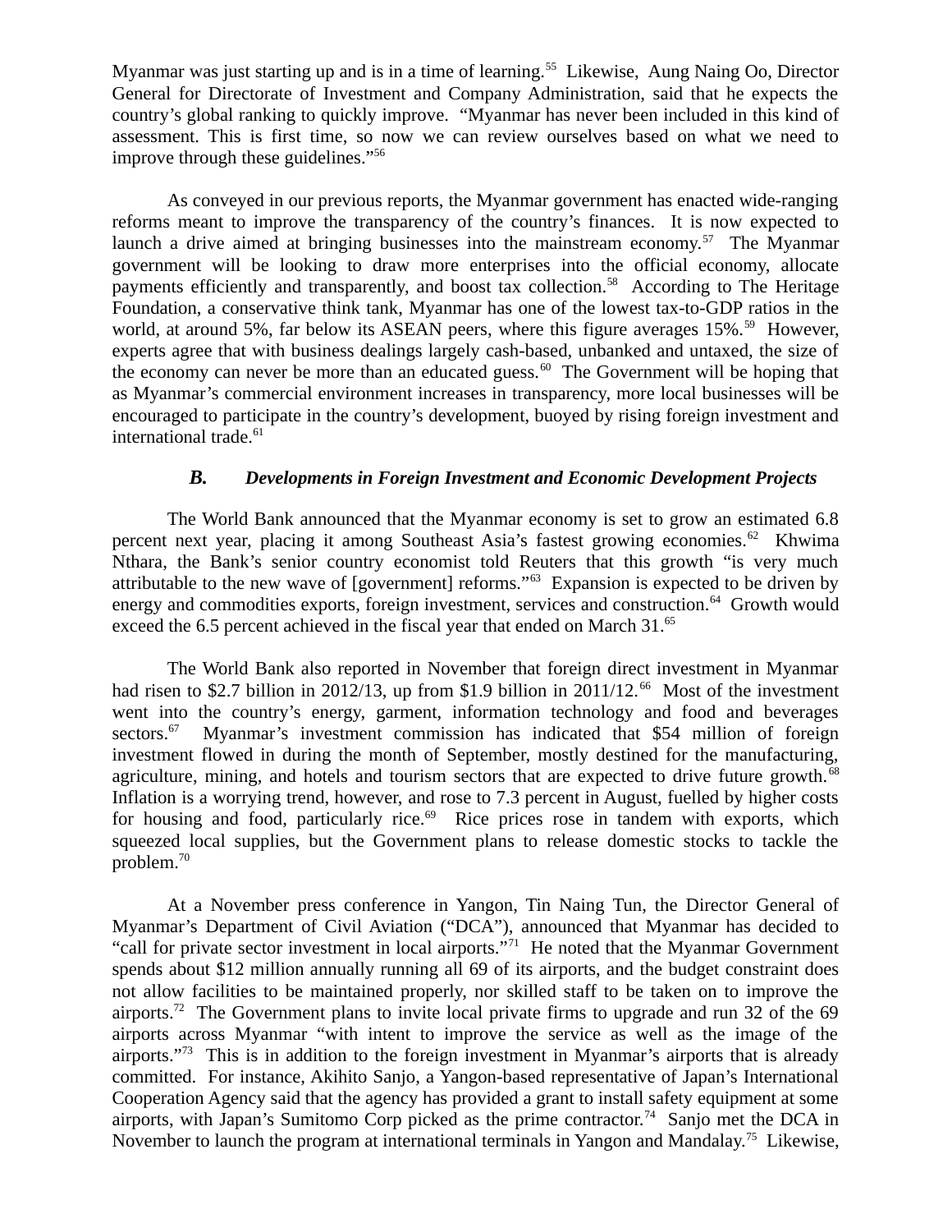Myanmar was just starting up and is in a time of learning.[55] Likewise, Aung Naing Oo, Director General for Directorate of Investment and Company Administration, said that he expects the country's global ranking to quickly improve. "Myanmar has never been included in this kind of assessment. This is first time, so now we can review ourselves based on what we need to improve through these guidelines."[56]

As conveyed in our previous reports, the Myanmar government has enacted wide-ranging reforms meant to improve the transparency of the country's finances. It is now expected to launch a drive aimed at bringing businesses into the mainstream economy.[57] The Myanmar government will be looking to draw more enterprises into the official economy, allocate payments efficiently and transparently, and boost tax collection.[58] According to The Heritage Foundation, a conservative think tank, Myanmar has one of the lowest tax-to-GDP ratios in the world, at around 5%, far below its ASEAN peers, where this figure averages 15%.[59] However, experts agree that with business dealings largely cash-based, unbanked and untaxed, the size of the economy can never be more than an educated guess.[60] The Government will be hoping that as Myanmar's commercial environment increases in transparency, more local businesses will be encouraged to participate in the country's development, buoyed by rising foreign investment and international trade.[61]

### *B. Developments in Foreign Investment and Economic Development Projects*

The World Bank announced that the Myanmar economy is set to grow an estimated 6.8 percent next year, placing it among Southeast Asia's fastest growing economies.[62] Khwima Nthara, the Bank's senior country economist told Reuters that this growth "is very much attributable to the new wave of [government] reforms."[63] Expansion is expected to be driven by energy and commodities exports, foreign investment, services and construction.[64] Growth would exceed the 6.5 percent achieved in the fiscal year that ended on March 31.[65]

The World Bank also reported in November that foreign direct investment in Myanmar had risen to $2.7 billion in 2012/13, up from $1.9 billion in 2011/12.[66] Most of the investment went into the country's energy, garment, information technology and food and beverages sectors.[67] Myanmar's investment commission has indicated that $54 million of foreign investment flowed in during the month of September, mostly destined for the manufacturing, agriculture, mining, and hotels and tourism sectors that are expected to drive future growth.[68] Inflation is a worrying trend, however, and rose to 7.3 percent in August, fuelled by higher costs for housing and food, particularly rice.[69] Rice prices rose in tandem with exports, which squeezed local supplies, but the Government plans to release domestic stocks to tackle the problem.[70]

At a November press conference in Yangon, Tin Naing Tun, the Director General of Myanmar's Department of Civil Aviation ("DCA"), announced that Myanmar has decided to "call for private sector investment in local airports."[71] He noted that the Myanmar Government spends about $12 million annually running all 69 of its airports, and the budget constraint does not allow facilities to be maintained properly, nor skilled staff to be taken on to improve the airports.[72] The Government plans to invite local private firms to upgrade and run 32 of the 69 airports across Myanmar "with intent to improve the service as well as the image of the airports."[73] This is in addition to the foreign investment in Myanmar's airports that is already committed. For instance, Akihito Sanjo, a Yangon-based representative of Japan's International Cooperation Agency said that the agency has provided a grant to install safety equipment at some airports, with Japan's Sumitomo Corp picked as the prime contractor.[74] Sanjo met the DCA in November to launch the program at international terminals in Yangon and Mandalay.[75] Likewise,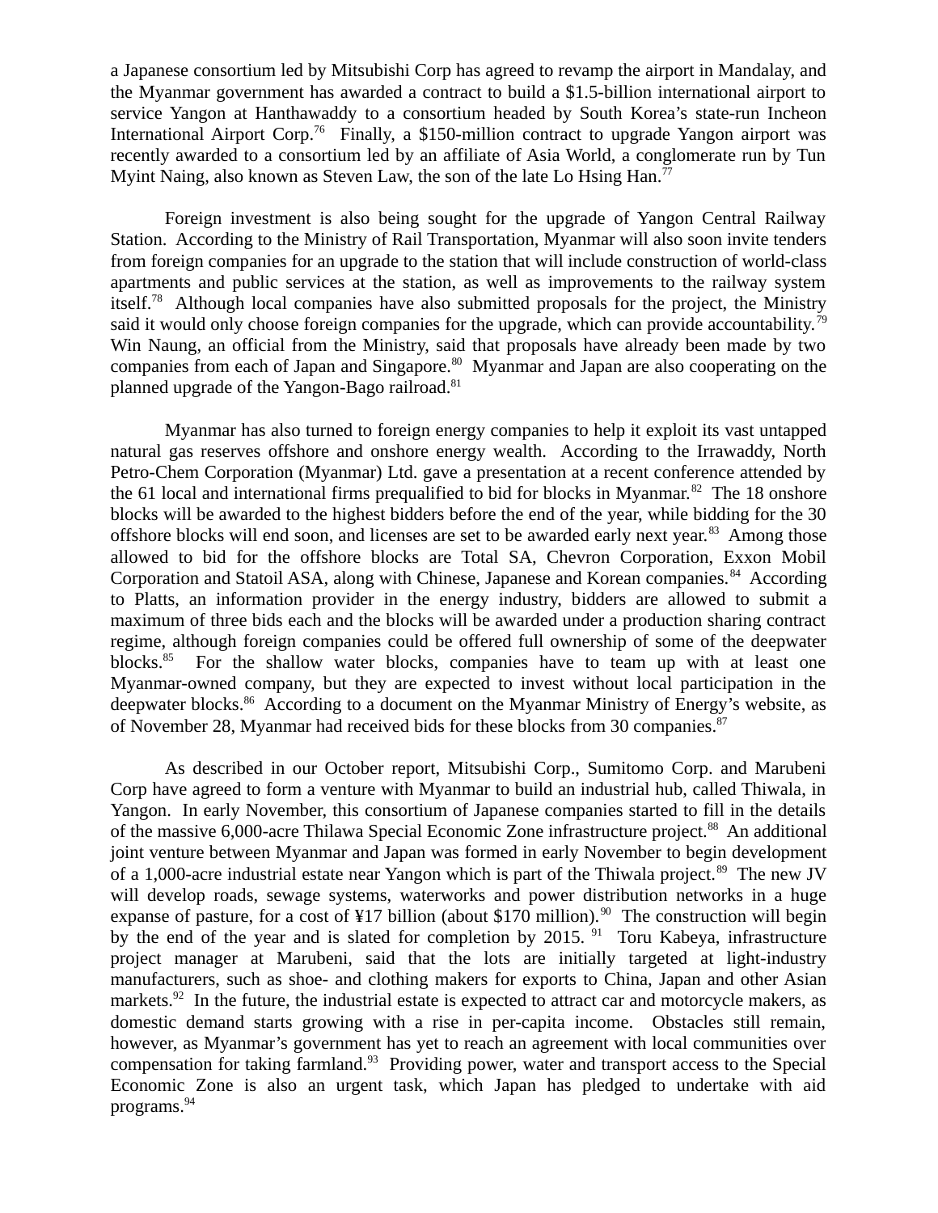a Japanese consortium led by Mitsubishi Corp has agreed to revamp the airport in Mandalay, and the Myanmar government has awarded a contract to build a $1.5-billion international airport to service Yangon at Hanthawaddy to a consortium headed by South Korea's state-run Incheon International Airport Corp.[76] Finally, a $150-million contract to upgrade Yangon airport was recently awarded to a consortium led by an affiliate of Asia World, a conglomerate run by Tun Myint Naing, also known as Steven Law, the son of the late Lo Hsing Han.[77]

Foreign investment is also being sought for the upgrade of Yangon Central Railway Station. According to the Ministry of Rail Transportation, Myanmar will also soon invite tenders from foreign companies for an upgrade to the station that will include construction of world-class apartments and public services at the station, as well as improvements to the railway system itself.[78] Although local companies have also submitted proposals for the project, the Ministry said it would only choose foreign companies for the upgrade, which can provide accountability.[79] Win Naung, an official from the Ministry, said that proposals have already been made by two companies from each of Japan and Singapore.[80] Myanmar and Japan are also cooperating on the planned upgrade of the Yangon-Bago railroad.[81]

Myanmar has also turned to foreign energy companies to help it exploit its vast untapped natural gas reserves offshore and onshore energy wealth. According to the Irrawaddy, North Petro-Chem Corporation (Myanmar) Ltd. gave a presentation at a recent conference attended by the 61 local and international firms prequalified to bid for blocks in Myanmar.[82] The 18 onshore blocks will be awarded to the highest bidders before the end of the year, while bidding for the 30 offshore blocks will end soon, and licenses are set to be awarded early next year.[83] Among those allowed to bid for the offshore blocks are Total SA, Chevron Corporation, Exxon Mobil Corporation and Statoil ASA, along with Chinese, Japanese and Korean companies.[84] According to Platts, an information provider in the energy industry, bidders are allowed to submit a maximum of three bids each and the blocks will be awarded under a production sharing contract regime, although foreign companies could be offered full ownership of some of the deepwater blocks.[85] For the shallow water blocks, companies have to team up with at least one Myanmar-owned company, but they are expected to invest without local participation in the deepwater blocks.[86] According to a document on the Myanmar Ministry of Energy's website, as of November 28, Myanmar had received bids for these blocks from 30 companies.[87]

As described in our October report, Mitsubishi Corp., Sumitomo Corp. and Marubeni Corp have agreed to form a venture with Myanmar to build an industrial hub, called Thiwala, in Yangon. In early November, this consortium of Japanese companies started to fill in the details of the massive 6,000-acre Thilawa Special Economic Zone infrastructure project.[88] An additional joint venture between Myanmar and Japan was formed in early November to begin development of a 1,000-acre industrial estate near Yangon which is part of the Thiwala project.[89] The new JV will develop roads, sewage systems, waterworks and power distribution networks in a huge expanse of pasture, for a cost of ¥17 billion (about $170 million).[90] The construction will begin by the end of the year and is slated for completion by 2015.[91] Toru Kabeya, infrastructure project manager at Marubeni, said that the lots are initially targeted at light-industry manufacturers, such as shoe- and clothing makers for exports to China, Japan and other Asian markets.[92] In the future, the industrial estate is expected to attract car and motorcycle makers, as domestic demand starts growing with a rise in per-capita income. Obstacles still remain, however, as Myanmar's government has yet to reach an agreement with local communities over compensation for taking farmland.[93] Providing power, water and transport access to the Special Economic Zone is also an urgent task, which Japan has pledged to undertake with aid programs.[94]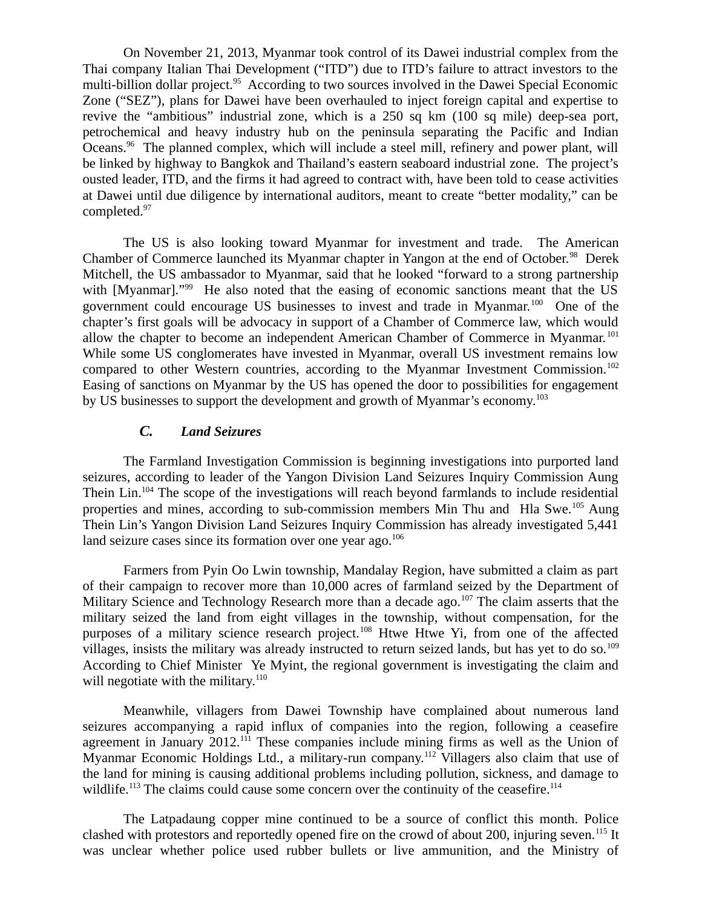On November 21, 2013, Myanmar took control of its Dawei industrial complex from the Thai company Italian Thai Development ("ITD") due to ITD's failure to attract investors to the multi-billion dollar project.[95] According to two sources involved in the Dawei Special Economic Zone ("SEZ"), plans for Dawei have been overhauled to inject foreign capital and expertise to revive the "ambitious" industrial zone, which is a 250 sq km (100 sq mile) deep-sea port, petrochemical and heavy industry hub on the peninsula separating the Pacific and Indian Oceans.[96] The planned complex, which will include a steel mill, refinery and power plant, will be linked by highway to Bangkok and Thailand's eastern seaboard industrial zone. The project's ousted leader, ITD, and the firms it had agreed to contract with, have been told to cease activities at Dawei until due diligence by international auditors, meant to create "better modality," can be completed.[97]

The US is also looking toward Myanmar for investment and trade. The American Chamber of Commerce launched its Myanmar chapter in Yangon at the end of October.[98] Derek Mitchell, the US ambassador to Myanmar, said that he looked "forward to a strong partnership with [Myanmar]."[99] He also noted that the easing of economic sanctions meant that the US government could encourage US businesses to invest and trade in Myanmar.[100] One of the chapter's first goals will be advocacy in support of a Chamber of Commerce law, which would allow the chapter to become an independent American Chamber of Commerce in Myanmar.[101] While some US conglomerates have invested in Myanmar, overall US investment remains low compared to other Western countries, according to the Myanmar Investment Commission.[102] Easing of sanctions on Myanmar by the US has opened the door to possibilities for engagement by US businesses to support the development and growth of Myanmar's economy.[103]

### *C. Land Seizures*

The Farmland Investigation Commission is beginning investigations into purported land seizures, according to leader of the Yangon Division Land Seizures Inquiry Commission Aung Thein Lin.[104] The scope of the investigations will reach beyond farmlands to include residential properties and mines, according to sub-commission members Min Thu and Hla Swe.[105] Aung Thein Lin's Yangon Division Land Seizures Inquiry Commission has already investigated 5,441 land seizure cases since its formation over one year ago.[106]

Farmers from Pyin Oo Lwin township, Mandalay Region, have submitted a claim as part of their campaign to recover more than 10,000 acres of farmland seized by the Department of Military Science and Technology Research more than a decade ago.[107] The claim asserts that the military seized the land from eight villages in the township, without compensation, for the purposes of a military science research project.[108] Htwe Htwe Yi, from one of the affected villages, insists the military was already instructed to return seized lands, but has yet to do so.[109] According to Chief Minister Ye Myint, the regional government is investigating the claim and will negotiate with the military.[110]

Meanwhile, villagers from Dawei Township have complained about numerous land seizures accompanying a rapid influx of companies into the region, following a ceasefire agreement in January 2012.[111] These companies include mining firms as well as the Union of Myanmar Economic Holdings Ltd., a military-run company.[112] Villagers also claim that use of the land for mining is causing additional problems including pollution, sickness, and damage to wildlife.[113] The claims could cause some concern over the continuity of the ceasefire.[114]

The Latpadaung copper mine continued to be a source of conflict this month. Police clashed with protestors and reportedly opened fire on the crowd of about 200, injuring seven.[115] It was unclear whether police used rubber bullets or live ammunition, and the Ministry of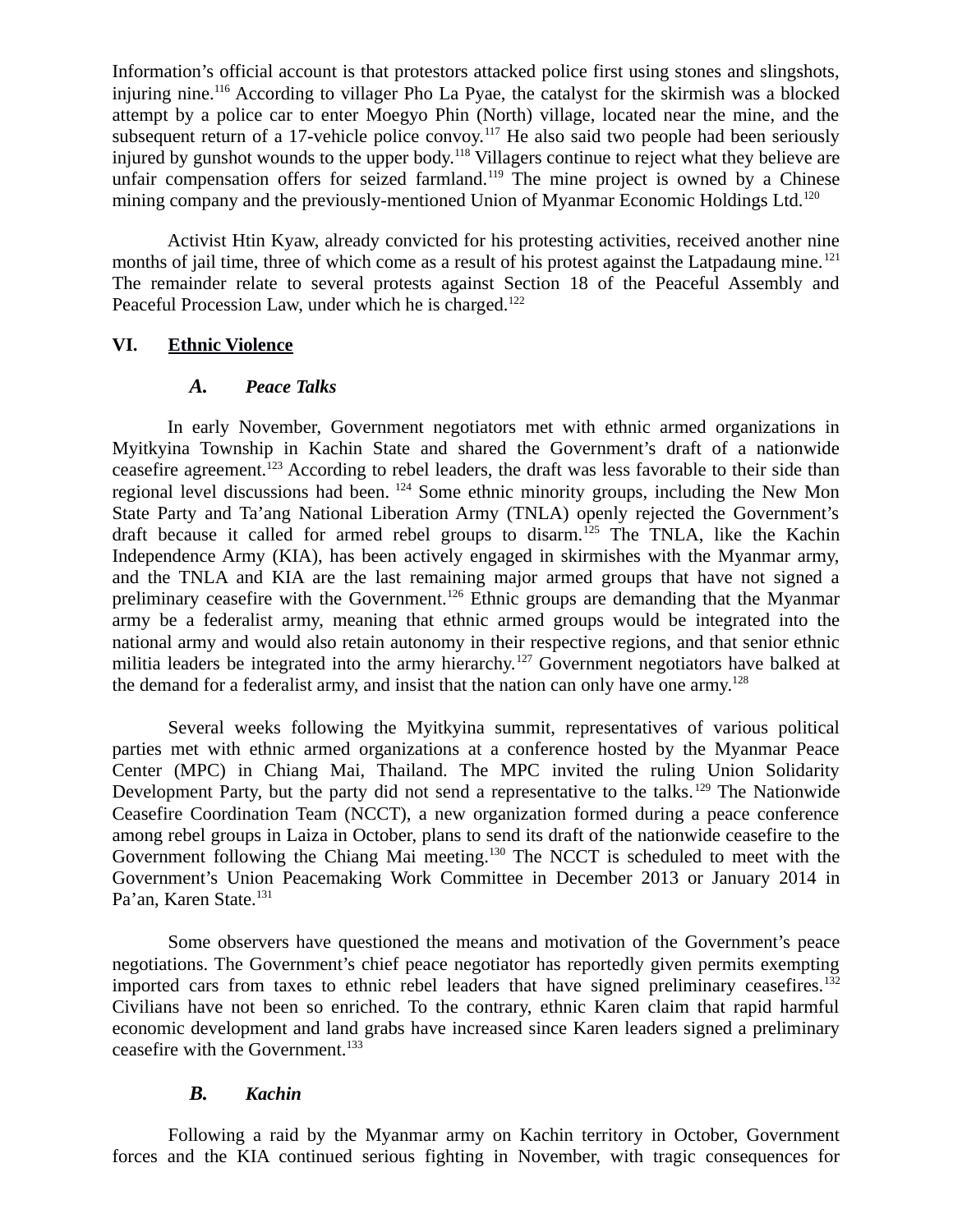Information's official account is that protestors attacked police first using stones and slingshots, injuring nine.[116] According to villager Pho La Pyae, the catalyst for the skirmish was a blocked attempt by a police car to enter Moegyo Phin (North) village, located near the mine, and the subsequent return of a 17-vehicle police convoy.[117] He also said two people had been seriously injured by gunshot wounds to the upper body.[118] Villagers continue to reject what they believe are unfair compensation offers for seized farmland.[119] The mine project is owned by a Chinese mining company and the previously-mentioned Union of Myanmar Economic Holdings Ltd.[120]

Activist Htin Kyaw, already convicted for his protesting activities, received another nine months of jail time, three of which come as a result of his protest against the Latpadaung mine.[121] The remainder relate to several protests against Section 18 of the Peaceful Assembly and Peaceful Procession Law, under which he is charged.[122]

## VI. Ethnic Violence

### *A. Peace Talks*

In early November, Government negotiators met with ethnic armed organizations in Myitkyina Township in Kachin State and shared the Government's draft of a nationwide ceasefire agreement.[123] According to rebel leaders, the draft was less favorable to their side than regional level discussions had been.[124] Some ethnic minority groups, including the New Mon State Party and Ta'ang National Liberation Army (TNLA) openly rejected the Government's draft because it called for armed rebel groups to disarm.[125] The TNLA, like the Kachin Independence Army (KIA), has been actively engaged in skirmishes with the Myanmar army, and the TNLA and KIA are the last remaining major armed groups that have not signed a preliminary ceasefire with the Government.[126] Ethnic groups are demanding that the Myanmar army be a federalist army, meaning that ethnic armed groups would be integrated into the national army and would also retain autonomy in their respective regions, and that senior ethnic militia leaders be integrated into the army hierarchy.[127] Government negotiators have balked at the demand for a federalist army, and insist that the nation can only have one army.[128]

Several weeks following the Myitkyina summit, representatives of various political parties met with ethnic armed organizations at a conference hosted by the Myanmar Peace Center (MPC) in Chiang Mai, Thailand. The MPC invited the ruling Union Solidarity Development Party, but the party did not send a representative to the talks.[129] The Nationwide Ceasefire Coordination Team (NCCT), a new organization formed during a peace conference among rebel groups in Laiza in October, plans to send its draft of the nationwide ceasefire to the Government following the Chiang Mai meeting.[130] The NCCT is scheduled to meet with the Government's Union Peacemaking Work Committee in December 2013 or January 2014 in Pa'an, Karen State.[131]

Some observers have questioned the means and motivation of the Government's peace negotiations. The Government's chief peace negotiator has reportedly given permits exempting imported cars from taxes to ethnic rebel leaders that have signed preliminary ceasefires.[132] Civilians have not been so enriched. To the contrary, ethnic Karen claim that rapid harmful economic development and land grabs have increased since Karen leaders signed a preliminary ceasefire with the Government.[133]

### *B. Kachin*

Following a raid by the Myanmar army on Kachin territory in October, Government forces and the KIA continued serious fighting in November, with tragic consequences for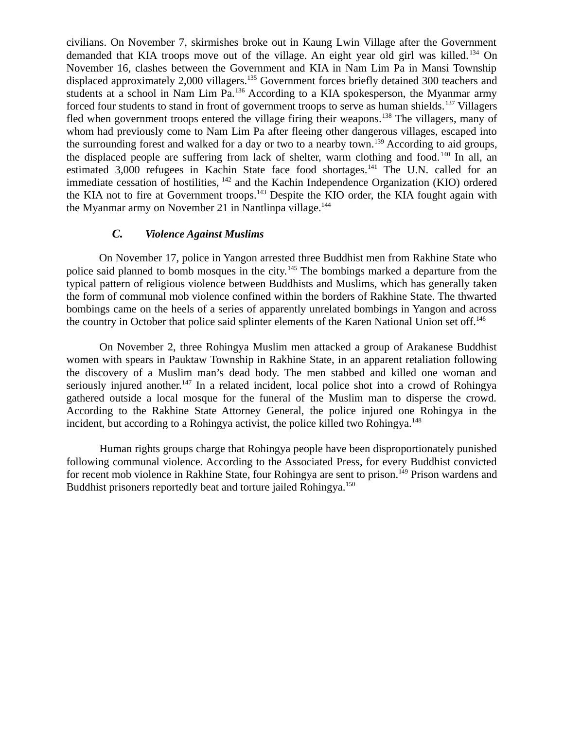civilians. On November 7, skirmishes broke out in Kaung Lwin Village after the Government demanded that KIA troops move out of the village. An eight year old girl was killed.[134] On November 16, clashes between the Government and KIA in Nam Lim Pa in Mansi Township displaced approximately 2,000 villagers.[135] Government forces briefly detained 300 teachers and students at a school in Nam Lim Pa.[136] According to a KIA spokesperson, the Myanmar army forced four students to stand in front of government troops to serve as human shields.[137] Villagers fled when government troops entered the village firing their weapons.[138] The villagers, many of whom had previously come to Nam Lim Pa after fleeing other dangerous villages, escaped into the surrounding forest and walked for a day or two to a nearby town.[139] According to aid groups, the displaced people are suffering from lack of shelter, warm clothing and food.[140] In all, an estimated 3,000 refugees in Kachin State face food shortages.[141] The U.N. called for an immediate cessation of hostilities, [142] and the Kachin Independence Organization (KIO) ordered the KIA not to fire at Government troops.[143] Despite the KIO order, the KIA fought again with the Myanmar army on November 21 in Nantlinpa village.[144]

### *C. Violence Against Muslims*

On November 17, police in Yangon arrested three Buddhist men from Rakhine State who police said planned to bomb mosques in the city.[145] The bombings marked a departure from the typical pattern of religious violence between Buddhists and Muslims, which has generally taken the form of communal mob violence confined within the borders of Rakhine State. The thwarted bombings came on the heels of a series of apparently unrelated bombings in Yangon and across the country in October that police said splinter elements of the Karen National Union set off.[146]

On November 2, three Rohingya Muslim men attacked a group of Arakanese Buddhist women with spears in Pauktaw Township in Rakhine State, in an apparent retaliation following the discovery of a Muslim man's dead body. The men stabbed and killed one woman and seriously injured another.[147] In a related incident, local police shot into a crowd of Rohingya gathered outside a local mosque for the funeral of the Muslim man to disperse the crowd. According to the Rakhine State Attorney General, the police injured one Rohingya in the incident, but according to a Rohingya activist, the police killed two Rohingya.[148]

Human rights groups charge that Rohingya people have been disproportionately punished following communal violence. According to the Associated Press, for every Buddhist convicted for recent mob violence in Rakhine State, four Rohingya are sent to prison.[149] Prison wardens and Buddhist prisoners reportedly beat and torture jailed Rohingya.[150]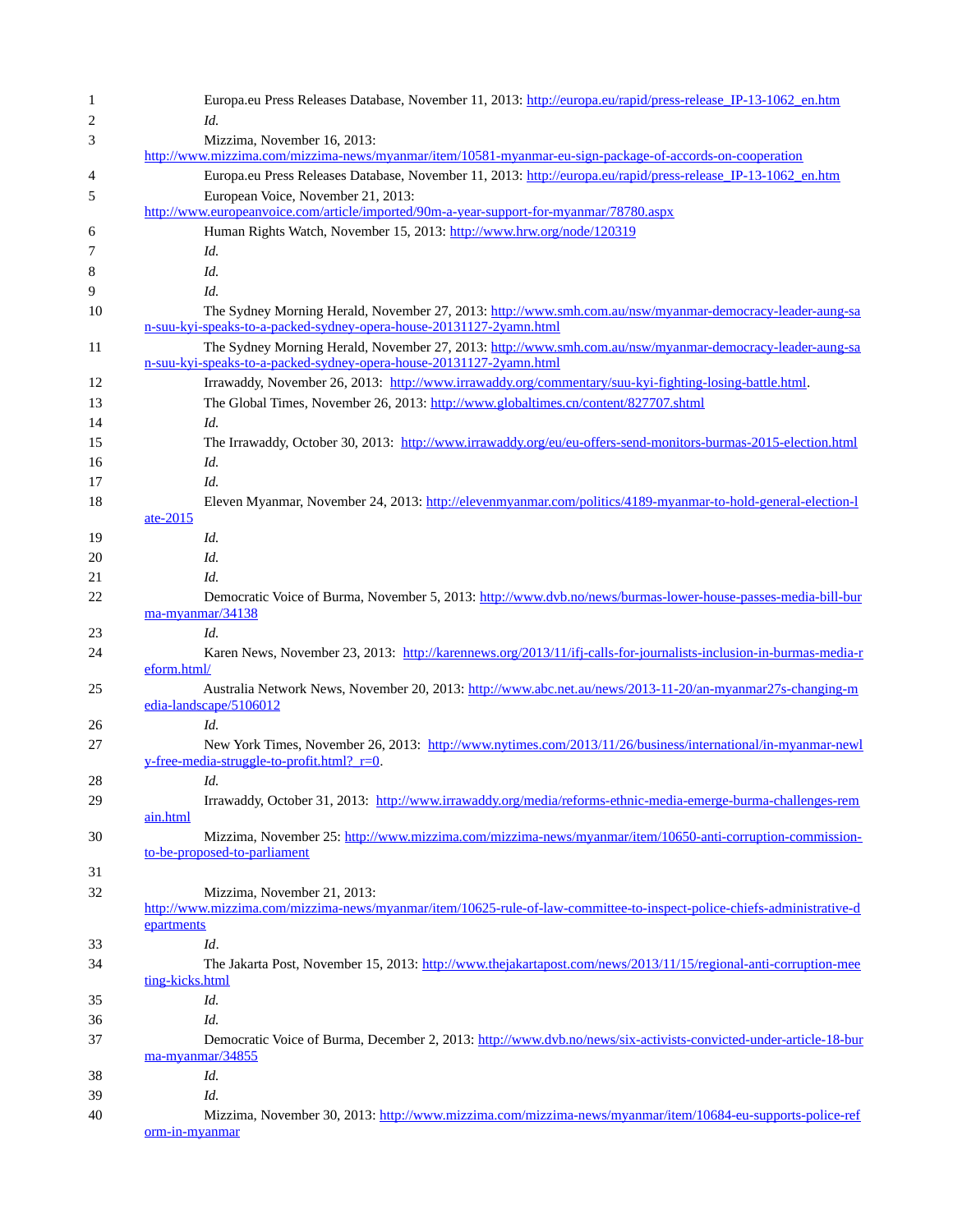1 Europa.eu Press Releases Database, November 11, 2013: http://europa.eu/rapid/press-release_IP-13-1062_en.htm

2 *Id.*

3 Mizzima, November 16, 2013: http://www.mizzima.com/mizzima-news/myanmar/item/10581-myanmar-eu-sign-package-of-accords-on-cooperation

4 Europa.eu Press Releases Database, November 11, 2013: http://europa.eu/rapid/press-release_IP-13-1062_en.htm

5 European Voice, November 21, 2013: http://www.europeanvoice.com/article/imported/90m-a-year-support-for-myanmar/78780.aspx

6 Human Rights Watch, November 15, 2013: http://www.hrw.org/node/120319

7 *Id.*

8 *Id.*

9 *Id.*

10 The Sydney Morning Herald, November 27, 2013: http://www.smh.com.au/nsw/myanmar-democracy-leader-aung-san-suu-kyi-speaks-to-a-packed-sydney-opera-house-20131127-2yamn.html

11 The Sydney Morning Herald, November 27, 2013: http://www.smh.com.au/nsw/myanmar-democracy-leader-aung-san-suu-kyi-speaks-to-a-packed-sydney-opera-house-20131127-2yamn.html

12 Irrawaddy, November 26, 2013: http://www.irrawaddy.org/commentary/suu-kyi-fighting-losing-battle.html.

13 The Global Times, November 26, 2013: http://www.globaltimes.cn/content/827707.shtml

14 *Id.*

15 The Irrawaddy, October 30, 2013: http://www.irrawaddy.org/eu/eu-offers-send-monitors-burmas-2015-election.html

16 *Id.*

17 *Id.*

18 Eleven Myanmar, November 24, 2013: http://elevenmyanmar.com/politics/4189-myanmar-to-hold-general-election-late-2015

19 *Id.*

20 *Id.*

21 *Id.*

22 Democratic Voice of Burma, November 5, 2013: http://www.dvb.no/news/burmas-lower-house-passes-media-bill-burma-myanmar/34138

23 *Id.*

24 Karen News, November 23, 2013: http://karennews.org/2013/11/ifj-calls-for-journalists-inclusion-in-burmas-media-reform.html/

25 Australia Network News, November 20, 2013: http://www.abc.net.au/news/2013-11-20/an-myanmar27s-changing-media-landscape/5106012

26 *Id.*

27 New York Times, November 26, 2013: http://www.nytimes.com/2013/11/26/business/international/in-myanmar-newly-free-media-struggle-to-profit.html?_r=0.

28 *Id.*

29 Irrawaddy, October 31, 2013: http://www.irrawaddy.org/media/reforms-ethnic-media-emerge-burma-challenges-remain.html

30 Mizzima, November 25: http://www.mizzima.com/mizzima-news/myanmar/item/10650-anti-corruption-commission-to-be-proposed-to-parliament

31

32 Mizzima, November 21, 2013: http://www.mizzima.com/mizzima-news/myanmar/item/10625-rule-of-law-committee-to-inspect-police-chiefs-administrative-departments

33 *Id*.

34 The Jakarta Post, November 15, 2013: http://www.thejakartapost.com/news/2013/11/15/regional-anti-corruption-meeting-kicks.html

35 *Id.*

36 *Id.*

37 Democratic Voice of Burma, December 2, 2013: http://www.dvb.no/news/six-activists-convicted-under-article-18-burma-myanmar/34855

38 *Id.*

39 *Id.*

40 Mizzima, November 30, 2013: http://www.mizzima.com/mizzima-news/myanmar/item/10684-eu-supports-police-reform-in-myanmar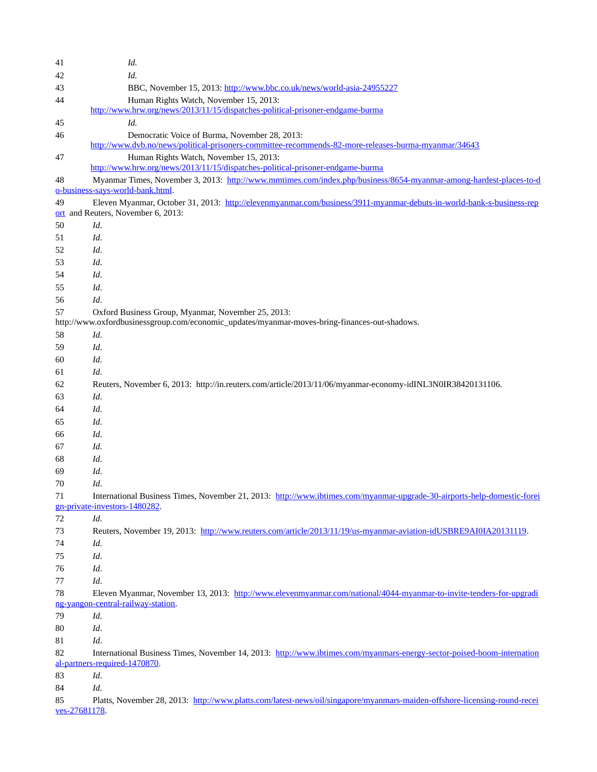41 *Id.*

42 *Id.*

43 BBC, November 15, 2013: http://www.bbc.co.uk/news/world-asia-24955227

44 Human Rights Watch, November 15, 2013: http://www.hrw.org/news/2013/11/15/dispatches-political-prisoner-endgame-burma

45 *Id.*

46 Democratic Voice of Burma, November 28, 2013: http://www.dvb.no/news/political-prisoners-committee-recommends-82-more-releases-burma-myanmar/34643

47 Human Rights Watch, November 15, 2013: http://www.hrw.org/news/2013/11/15/dispatches-political-prisoner-endgame-burma

48 Myanmar Times, November 3, 2013: http://www.mmtimes.com/index.php/business/8654-myanmar-among-hardest-places-to-do-business-says-world-bank.html.

49 Eleven Myanmar, October 31, 2013: http://elevenmyanmar.com/business/3911-myanmar-debuts-in-world-bank-s-business-report and Reuters, November 6, 2013:

50 *Id*.

51 *Id*.

52 *Id*.

53 *Id*.

54 *Id*.

55 *Id*.

56 *Id*.

57 Oxford Business Group, Myanmar, November 25, 2013: http://www.oxfordbusinessgroup.com/economic_updates/myanmar-moves-bring-finances-out-shadows.

58 *Id*.

59 *Id*.

60 *Id*.

61 *Id*.

62 Reuters, November 6, 2013: http://in.reuters.com/article/2013/11/06/myanmar-economy-idINL3N0IR38420131106.

63 *Id*.

64 *Id*.

65 *Id*.

66 *Id*.

67 *Id*.

68 *Id*.

69 *Id*.

70 *Id*.

71 International Business Times, November 21, 2013: http://www.ibtimes.com/myanmar-upgrade-30-airports-help-domestic-foreign-private-investors-1480282.

72 *Id*.

73 Reuters, November 19, 2013: http://www.reuters.com/article/2013/11/19/us-myanmar-aviation-idUSBRE9AI0IA20131119.

74 *Id*.

75 *Id*.

76 *Id*.

77 *Id*.

78 Eleven Myanmar, November 13, 2013: http://www.elevenmyanmar.com/national/4044-myanmar-to-invite-tenders-for-upgrading-yangon-central-railway-station.

79 *Id*.

80 *Id*.

81 *Id*.

82 International Business Times, November 14, 2013: http://www.ibtimes.com/myanmars-energy-sector-poised-boom-international-partners-required-1470870.

83 *Id*.

84 *Id*.

85 Platts, November 28, 2013: http://www.platts.com/latest-news/oil/singapore/myanmars-maiden-offshore-licensing-round-receives-27681178.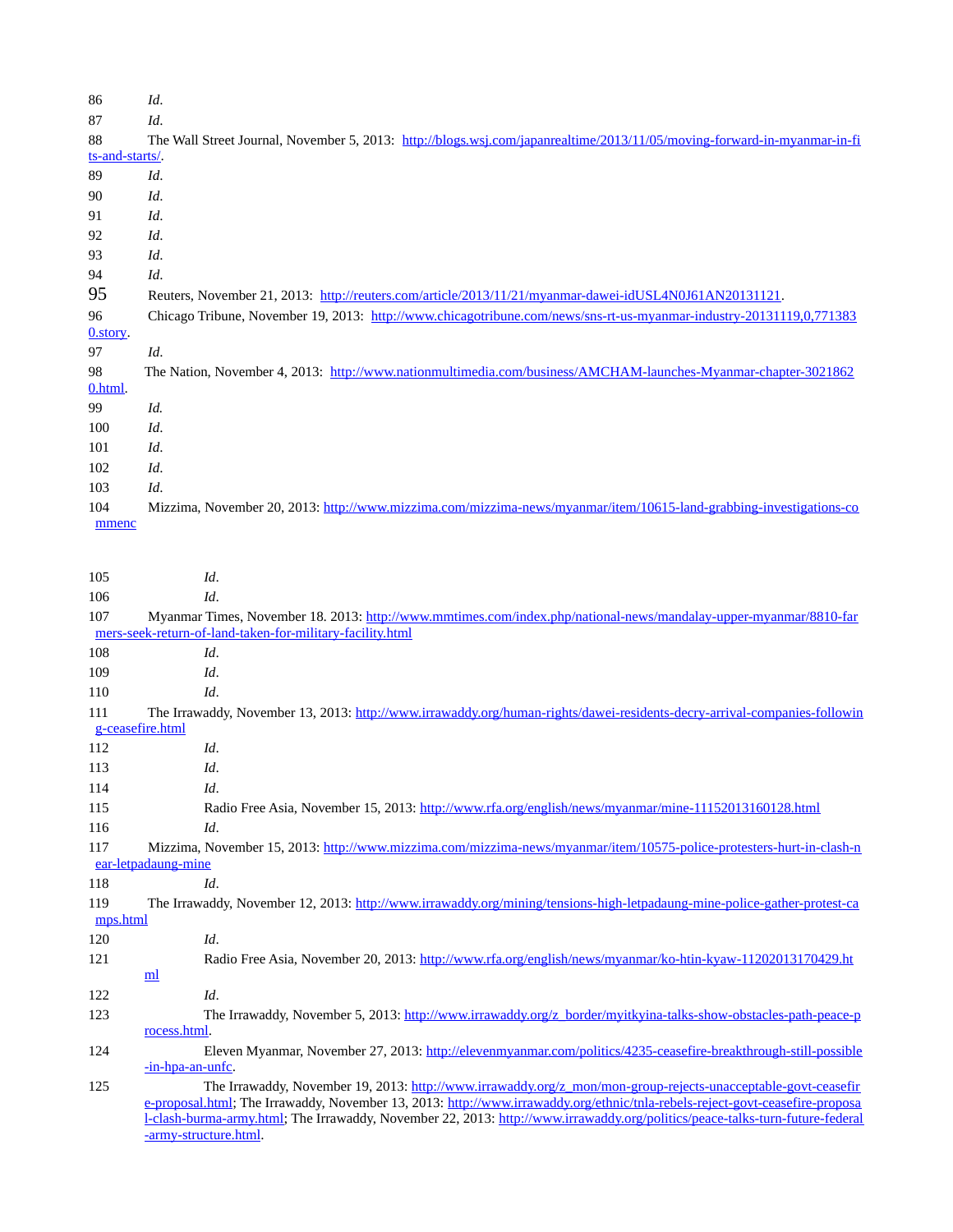86 *Id*.

87 *Id*.

88 The Wall Street Journal, November 5, 2013: http://blogs.wsj.com/japanrealtime/2013/11/05/moving-forward-in-myanmar-in-fits-and-starts/.

89 *Id*.

90 *Id*.

91 *Id*.

92 *Id*.

93 *Id*.

94 *Id*.

95 Reuters, November 21, 2013: http://reuters.com/article/2013/11/21/myanmar-dawei-idUSL4N0J61AN20131121.

96 Chicago Tribune, November 19, 2013: http://www.chicagotribune.com/news/sns-rt-us-myanmar-industry-20131119,0,7713830.story.

97 *Id*.

98 The Nation, November 4, 2013: http://www.nationmultimedia.com/business/AMCHAM-launches-Myanmar-chapter-30218620.html.

99 *Id.*

100 *Id*.

101 *Id*.

102 *Id*.

103 *Id*.

104 Mizzima, November 20, 2013: http://www.mizzima.com/mizzima-news/myanmar/item/10615-land-grabbing-investigations-commenc

105 *Id*.

106 *Id*.

107 Myanmar Times, November 18. 2013: http://www.mmtimes.com/index.php/national-news/mandalay-upper-myanmar/8810-farmers-seek-return-of-land-taken-for-military-facility.html

108 *Id*.

109 *Id*.

110 *Id*.

111 The Irrawaddy, November 13, 2013: http://www.irrawaddy.org/human-rights/dawei-residents-decry-arrival-companies-following-ceasefire.html

112 *Id*.

113 *Id*.

114 *Id*.

115 Radio Free Asia, November 15, 2013: http://www.rfa.org/english/news/myanmar/mine-11152013160128.html

116 *Id*.

117 Mizzima, November 15, 2013: http://www.mizzima.com/mizzima-news/myanmar/item/10575-police-protesters-hurt-in-clash-near-letpadaung-mine

118 *Id*.

119 The Irrawaddy, November 12, 2013: http://www.irrawaddy.org/mining/tensions-high-letpadaung-mine-police-gather-protest-camps.html

120 *Id*.

121 Radio Free Asia, November 20, 2013: http://www.rfa.org/english/news/myanmar/ko-htin-kyaw-11202013170429.html

122 *Id*.

123 The Irrawaddy, November 5, 2013: http://www.irrawaddy.org/z_border/myitkyina-talks-show-obstacles-path-peace-process.html.

124 Eleven Myanmar, November 27, 2013: http://elevenmyanmar.com/politics/4235-ceasefire-breakthrough-still-possible-in-hpa-an-unfc.

125 The Irrawaddy, November 19, 2013: http://www.irrawaddy.org/z_mon/mon-group-rejects-unacceptable-govt-ceasefire-proposal.html; The Irrawaddy, November 13, 2013: http://www.irrawaddy.org/ethnic/tnla-rebels-reject-govt-ceasefire-proposal-clash-burma-army.html; The Irrawaddy, November 22, 2013: http://www.irrawaddy.org/politics/peace-talks-turn-future-federal-army-structure.html.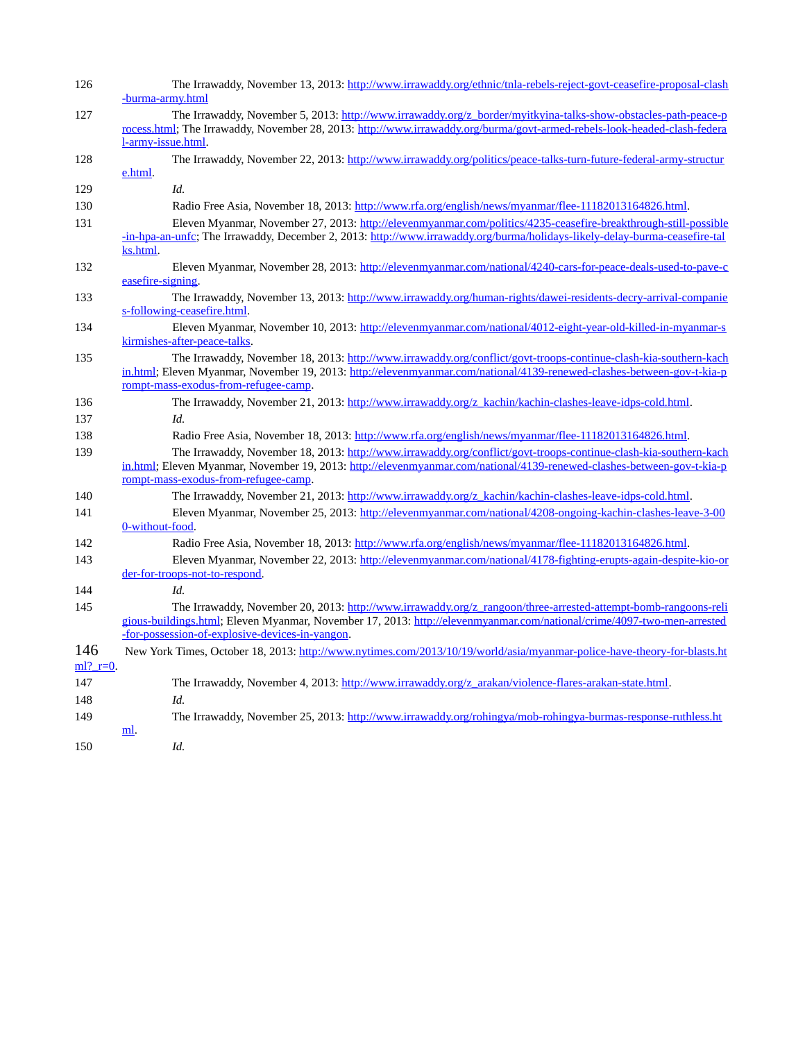126 The Irrawaddy, November 13, 2013: http://www.irrawaddy.org/ethnic/tnla-rebels-reject-govt-ceasefire-proposal-clash-burma-army.html

127 The Irrawaddy, November 5, 2013: http://www.irrawaddy.org/z_border/myitkyina-talks-show-obstacles-path-peace-process.html; The Irrawaddy, November 28, 2013: http://www.irrawaddy.org/burma/govt-armed-rebels-look-headed-clash-federal-army-issue.html.

128 The Irrawaddy, November 22, 2013: http://www.irrawaddy.org/politics/peace-talks-turn-future-federal-army-structure.html.

129 *Id.*

130 Radio Free Asia, November 18, 2013: http://www.rfa.org/english/news/myanmar/flee-11182013164826.html.

131 Eleven Myanmar, November 27, 2013: http://elevenmyanmar.com/politics/4235-ceasefire-breakthrough-still-possible-in-hpa-an-unfc; The Irrawaddy, December 2, 2013: http://www.irrawaddy.org/burma/holidays-likely-delay-burma-ceasefire-talks.html.

132 Eleven Myanmar, November 28, 2013: http://elevenmyanmar.com/national/4240-cars-for-peace-deals-used-to-pave-ceasefire-signing.

133 The Irrawaddy, November 13, 2013: http://www.irrawaddy.org/human-rights/dawei-residents-decry-arrival-companies-following-ceasefire.html.

134 Eleven Myanmar, November 10, 2013: http://elevenmyanmar.com/national/4012-eight-year-old-killed-in-myanmar-skirmishes-after-peace-talks.

135 The Irrawaddy, November 18, 2013: http://www.irrawaddy.org/conflict/govt-troops-continue-clash-kia-southern-kachin.html; Eleven Myanmar, November 19, 2013: http://elevenmyanmar.com/national/4139-renewed-clashes-between-gov-t-kia-prompt-mass-exodus-from-refugee-camp.

136 The Irrawaddy, November 21, 2013: http://www.irrawaddy.org/z_kachin/kachin-clashes-leave-idps-cold.html.

137 *Id.*

138 Radio Free Asia, November 18, 2013: http://www.rfa.org/english/news/myanmar/flee-11182013164826.html.

139 The Irrawaddy, November 18, 2013: http://www.irrawaddy.org/conflict/govt-troops-continue-clash-kia-southern-kachin.html; Eleven Myanmar, November 19, 2013: http://elevenmyanmar.com/national/4139-renewed-clashes-between-gov-t-kia-prompt-mass-exodus-from-refugee-camp.

140 The Irrawaddy, November 21, 2013: http://www.irrawaddy.org/z_kachin/kachin-clashes-leave-idps-cold.html.

141 Eleven Myanmar, November 25, 2013: http://elevenmyanmar.com/national/4208-ongoing-kachin-clashes-leave-3-000-without-food.

142 Radio Free Asia, November 18, 2013: http://www.rfa.org/english/news/myanmar/flee-11182013164826.html.

143 Eleven Myanmar, November 22, 2013: http://elevenmyanmar.com/national/4178-fighting-erupts-again-despite-kio-order-for-troops-not-to-respond.

144 *Id.*

145 The Irrawaddy, November 20, 2013: http://www.irrawaddy.org/z_rangoon/three-arrested-attempt-bomb-rangoons-religious-buildings.html; Eleven Myanmar, November 17, 2013: http://elevenmyanmar.com/national/crime/4097-two-men-arrested-for-possession-of-explosive-devices-in-yangon.

146 New York Times, October 18, 2013: http://www.nytimes.com/2013/10/19/world/asia/myanmar-police-have-theory-for-blasts.html?_r=0.

147 The Irrawaddy, November 4, 2013: http://www.irrawaddy.org/z_arakan/violence-flares-arakan-state.html.

148 *Id.*

149 The Irrawaddy, November 25, 2013: http://www.irrawaddy.org/rohingya/mob-rohingya-burmas-response-ruthless.html.

150 *Id.*